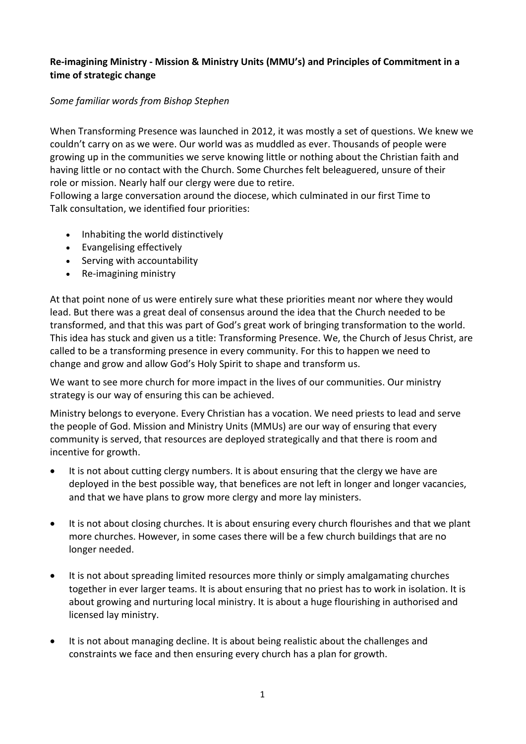**Re-imagining Ministry - Mission & Ministry Units (MMU's) and Principles of Commitment in a time of strategic change**

*Some familiar words from Bishop Stephen*

When Transforming Presence was launched in 2012, it was mostly a set of questions. We knew we couldn't carry on as we were. Our world was as muddled as ever. Thousands of people were growing up in the communities we serve knowing little or nothing about the Christian faith and having little or no contact with the Church. Some Churches felt beleaguered, unsure of their role or mission. Nearly half our clergy were due to retire.
Following a large conversation around the diocese, which culminated in our first Time to Talk consultation, we identified four priorities:

- Inhabiting the world distinctively
- Evangelising effectively
- Serving with accountability
- Re-imagining ministry

At that point none of us were entirely sure what these priorities meant nor where they would lead. But there was a great deal of consensus around the idea that the Church needed to be transformed, and that this was part of God's great work of bringing transformation to the world. This idea has stuck and given us a title: Transforming Presence. We, the Church of Jesus Christ, are called to be a transforming presence in every community. For this to happen we need to change and grow and allow God's Holy Spirit to shape and transform us.

We want to see more church for more impact in the lives of our communities. Our ministry strategy is our way of ensuring this can be achieved.

Ministry belongs to everyone. Every Christian has a vocation. We need priests to lead and serve the people of God. Mission and Ministry Units (MMUs) are our way of ensuring that every community is served, that resources are deployed strategically and that there is room and incentive for growth.

- It is not about cutting clergy numbers. It is about ensuring that the clergy we have are deployed in the best possible way, that benefices are not left in longer and longer vacancies, and that we have plans to grow more clergy and more lay ministers.

- It is not about closing churches. It is about ensuring every church flourishes and that we plant more churches. However, in some cases there will be a few church buildings that are no longer needed.

- It is not about spreading limited resources more thinly or simply amalgamating churches together in ever larger teams. It is about ensuring that no priest has to work in isolation. It is about growing and nurturing local ministry. It is about a huge flourishing in authorised and licensed lay ministry.

- It is not about managing decline. It is about being realistic about the challenges and constraints we face and then ensuring every church has a plan for growth.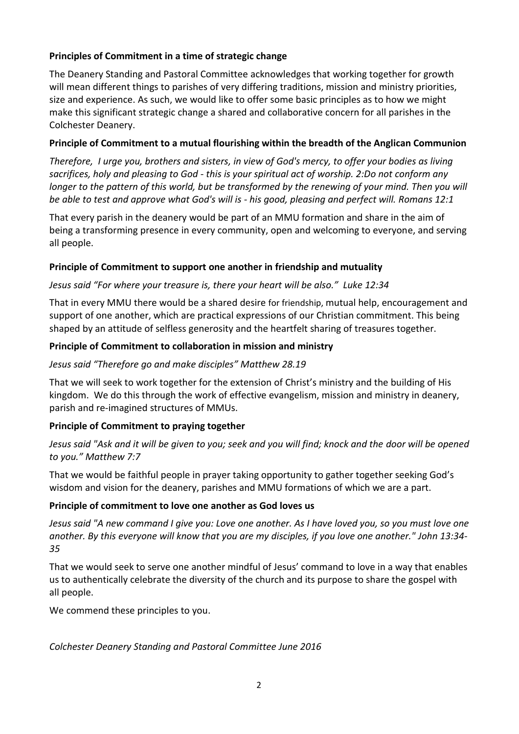**Principles of Commitment in a time of strategic change**

The Deanery Standing and Pastoral Committee acknowledges that working together for growth will mean different things to parishes of very differing traditions, mission and ministry priorities, size and experience. As such, we would like to offer some basic principles as to how we might make this significant strategic change a shared and collaborative concern for all parishes in the Colchester Deanery.

**Principle of Commitment to a mutual flourishing within the breadth of the Anglican Communion**

*Therefore, I urge you, brothers and sisters, in view of God's mercy, to offer your bodies as living sacrifices, holy and pleasing to God - this is your spiritual act of worship. 2:Do not conform any longer to the pattern of this world, but be transformed by the renewing of your mind. Then you will be able to test and approve what God's will is - his good, pleasing and perfect will. Romans 12:1*

That every parish in the deanery would be part of an MMU formation and share in the aim of being a transforming presence in every community, open and welcoming to everyone, and serving all people.

**Principle of Commitment to support one another in friendship and mutuality**

*Jesus said "For where your treasure is, there your heart will be also." Luke 12:34*

That in every MMU there would be a shared desire for friendship, mutual help, encouragement and support of one another, which are practical expressions of our Christian commitment. This being shaped by an attitude of selfless generosity and the heartfelt sharing of treasures together.

**Principle of Commitment to collaboration in mission and ministry**

*Jesus said "Therefore go and make disciples" Matthew 28.19*

That we will seek to work together for the extension of Christ's ministry and the building of His kingdom. We do this through the work of effective evangelism, mission and ministry in deanery, parish and re-imagined structures of MMUs.

**Principle of Commitment to praying together**

*Jesus said "Ask and it will be given to you; seek and you will find; knock and the door will be opened to you." Matthew 7:7*

That we would be faithful people in prayer taking opportunity to gather together seeking God's wisdom and vision for the deanery, parishes and MMU formations of which we are a part.

**Principle of commitment to love one another as God loves us**

*Jesus said "A new command I give you: Love one another. As I have loved you, so you must love one another. By this everyone will know that you are my disciples, if you love one another." John 13:34-35*

That we would seek to serve one another mindful of Jesus' command to love in a way that enables us to authentically celebrate the diversity of the church and its purpose to share the gospel with all people.

We commend these principles to you.

*Colchester Deanery Standing and Pastoral Committee June 2016*